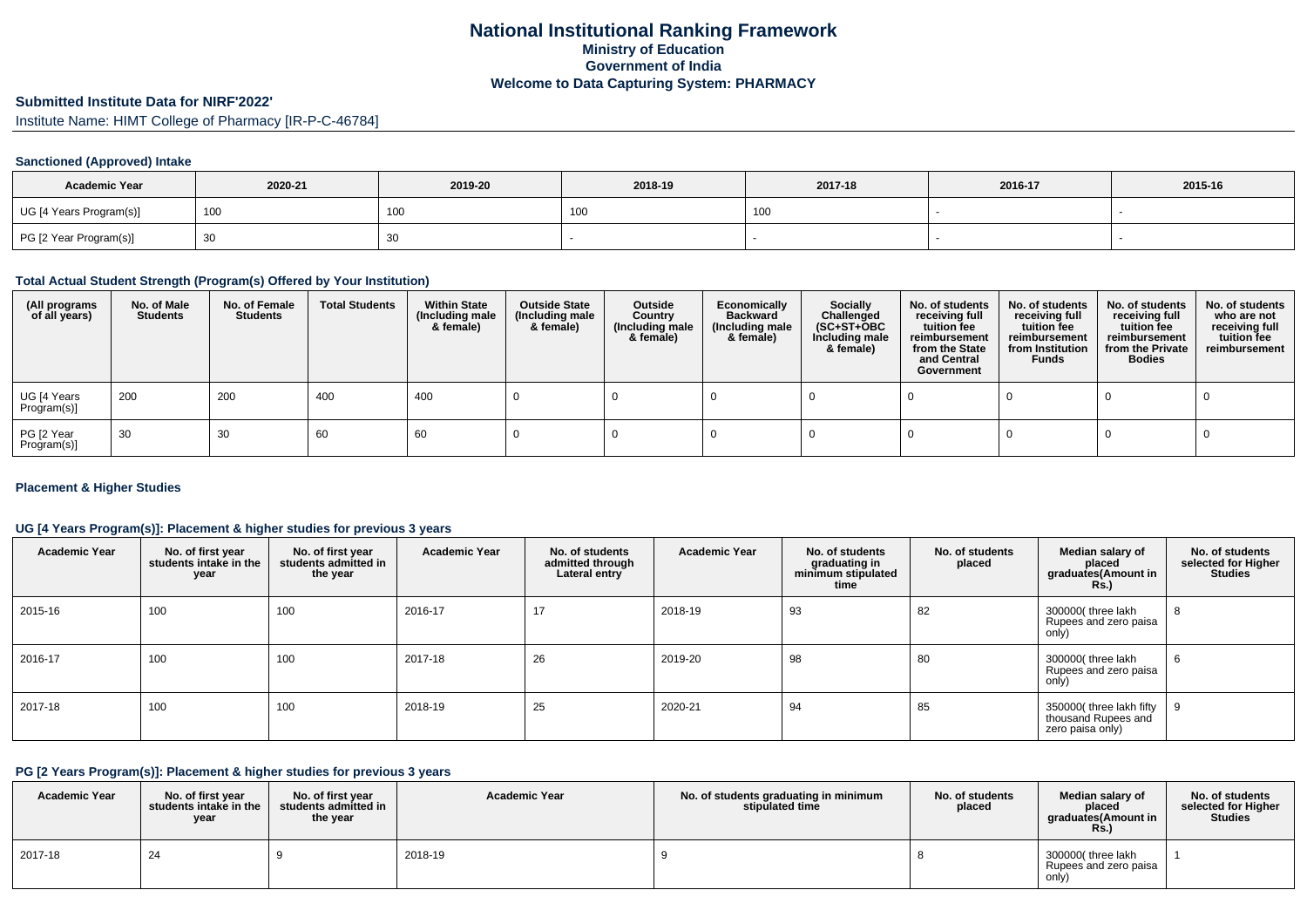# National Institutional Ranking Framework

## Ministry of Education

## Government of India

## Welcome to Data Capturing System: PHARMACY

### Submitted Institute Data for NIRF'2022'

Institute Name: HIMT College of Pharmacy [IR-P-C-46784]

### Sanctioned (Approved) Intake

| Academic Year | 2020-21 | 2019-20 | 2018-19 | 2017-18 | 2016-17 | 2015-16 |
|---|---|---|---|---|---|---|
| UG [4 Years Program(s)] | 100 | 100 | 100 | 100 | - | - |
| PG [2 Year Program(s)] | 30 | 30 | - | - | - | - |

### Total Actual Student Strength (Program(s) Offered by Your Institution)

| (All programs of all years) | No. of Male Students | No. of Female Students | Total Students | Within State (Including male & female) | Outside State (Including male & female) | Outside Country (Including male & female) | Economically Backward (Including male & female) | Socially Challenged (SC+ST+OBC Including male & female) | No. of students receiving full tuition fee reimbursement from the State and Central Government | No. of students receiving full tuition fee reimbursement from Institution Funds | No. of students receiving full tuition fee reimbursement from the Private Bodies | No. of students who are not receiving full tuition fee reimbursement |
|---|---|---|---|---|---|---|---|---|---|---|---|---|
| UG [4 Years Program(s)] | 200 | 200 | 400 | 400 | 0 | 0 | 0 | 0 | 0 | 0 | 0 | 0 |
| PG [2 Year Program(s)] | 30 | 30 | 60 | 60 | 0 | 0 | 0 | 0 | 0 | 0 | 0 | 0 |

### Placement & Higher Studies

### UG [4 Years Program(s)]: Placement & higher studies for previous 3 years

| Academic Year | No. of first year students intake in the year | No. of first year students admitted in the year | Academic Year | No. of students admitted through Lateral entry | Academic Year | No. of students graduating in minimum stipulated time | No. of students placed | Median salary of placed graduates(Amount in Rs.) | No. of students selected for Higher Studies |
|---|---|---|---|---|---|---|---|---|---|
| 2015-16 | 100 | 100 | 2016-17 | 17 | 2018-19 | 93 | 82 | 300000( three lakh Rupees and zero paisa only) | 8 |
| 2016-17 | 100 | 100 | 2017-18 | 26 | 2019-20 | 98 | 80 | 300000( three lakh Rupees and zero paisa only) | 6 |
| 2017-18 | 100 | 100 | 2018-19 | 25 | 2020-21 | 94 | 85 | 350000( three lakh fifty thousand Rupees and zero paisa only) | 9 |

### PG [2 Years Program(s)]: Placement & higher studies for previous 3 years

| Academic Year | No. of first year students intake in the year | No. of first year students admitted in the year | Academic Year | No. of students graduating in minimum stipulated time | No. of students placed | Median salary of placed graduates(Amount in Rs.) | No. of students selected for Higher Studies |
|---|---|---|---|---|---|---|---|
| 2017-18 | 24 | 9 | 2018-19 | 9 | 8 | 300000( three lakh Rupees and zero paisa only) | 1 |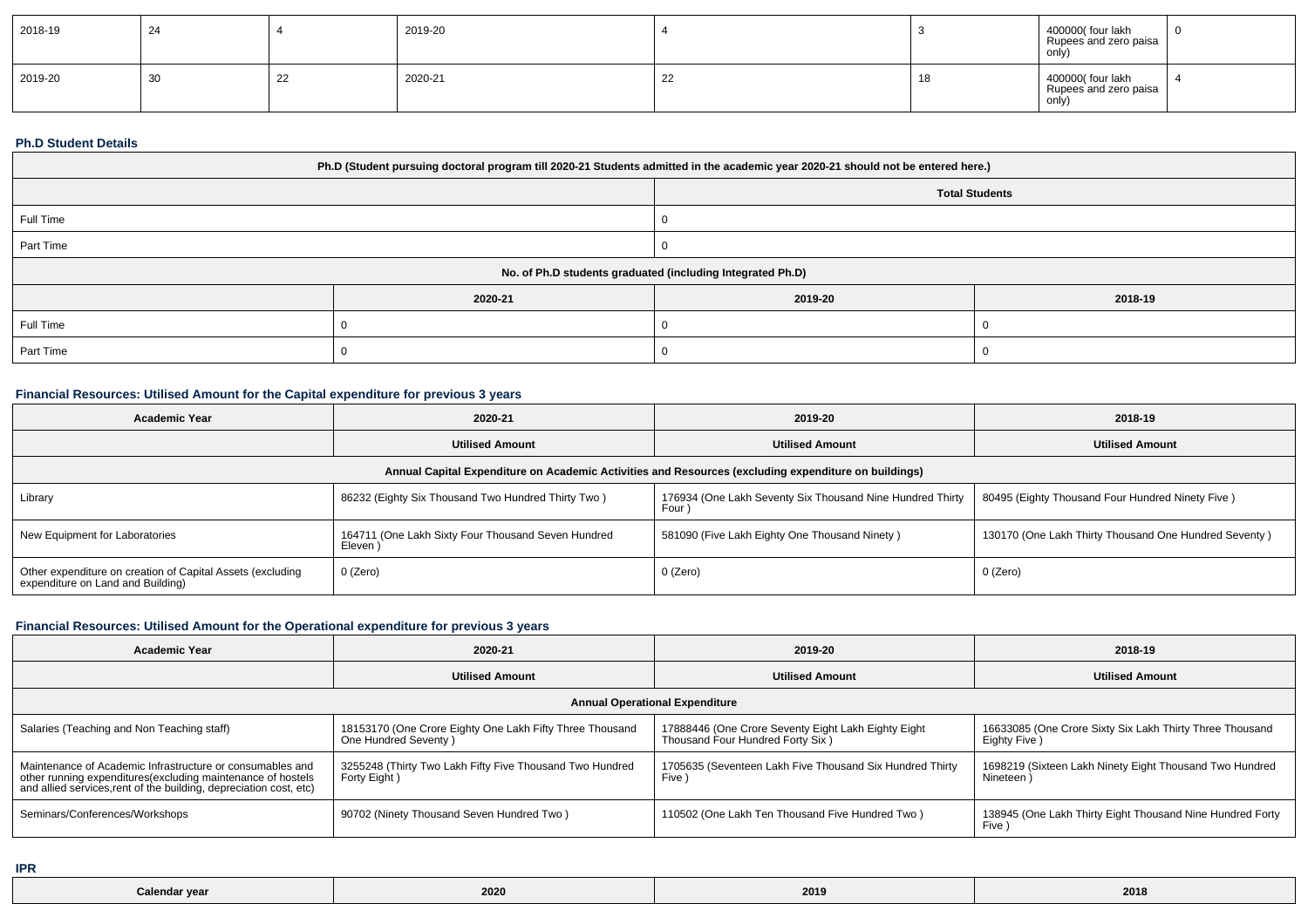| 2018-19 | 24 | 4 | 2019-20 | 4 | 3 | 400000( four lakh Rupees and zero paisa only) | 0 |
|---|---|---|---|---|---|---|---|
| 2019-20 | 30 | 22 | 2020-21 | 22 | 18 | 400000( four lakh Rupees and zero paisa only) | 4 |

### Ph.D Student Details

| Ph.D (Student pursuing doctoral program till 2020-21 Students admitted in the academic year 2020-21 should not be entered here.) | | | |
|---|---|---|---|
| | | Total Students | |
| Full Time | | 0 | |
| Part Time | | 0 | |
| No. of Ph.D students graduated (including Integrated Ph.D) | | | |
| | 2020-21 | 2019-20 | 2018-19 |
| Full Time | 0 | 0 | 0 |
| Part Time | 0 | 0 | 0 |

### Financial Resources: Utilised Amount for the Capital expenditure for previous 3 years

| Academic Year | 2020-21 | 2019-20 | 2018-19 |
|---|---|---|---|
| | Utilised Amount | Utilised Amount | Utilised Amount |
| Annual Capital Expenditure on Academic Activities and Resources (excluding expenditure on buildings) | | | |
| Library | 86232 (Eighty Six Thousand Two Hundred Thirty Two ) | 176934 (One Lakh Seventy Six Thousand Nine Hundred Thirty Four ) | 80495 (Eighty Thousand Four Hundred Ninety Five ) |
| New Equipment for Laboratories | 164711 (One Lakh Sixty Four Thousand Seven Hundred Eleven ) | 581090 (Five Lakh Eighty One Thousand Ninety ) | 130170 (One Lakh Thirty Thousand One Hundred Seventy ) |
| Other expenditure on creation of Capital Assets (excluding expenditure on Land and Building) | 0 (Zero) | 0 (Zero) | 0 (Zero) |

### Financial Resources: Utilised Amount for the Operational expenditure for previous 3 years

| Academic Year | 2020-21 | 2019-20 | 2018-19 |
|---|---|---|---|
| | Utilised Amount | Utilised Amount | Utilised Amount |
| Annual Operational Expenditure | | | |
| Salaries (Teaching and Non Teaching staff) | 18153170 (One Crore Eighty One Lakh Fifty Three Thousand One Hundred Seventy ) | 17888446 (One Crore Seventy Eight Lakh Eighty Eight Thousand Four Hundred Forty Six ) | 16633085 (One Crore Sixty Six Lakh Thirty Three Thousand Eighty Five ) |
| Maintenance of Academic Infrastructure or consumables and other running expenditures(excluding maintenance of hostels and allied services,rent of the building, depreciation cost, etc) | 3255248 (Thirty Two Lakh Fifty Five Thousand Two Hundred Forty Eight ) | 1705635 (Seventeen Lakh Five Thousand Six Hundred Thirty Five ) | 1698219 (Sixteen Lakh Ninety Eight Thousand Two Hundred Nineteen ) |
| Seminars/Conferences/Workshops | 90702 (Ninety Thousand Seven Hundred Two ) | 110502 (One Lakh Ten Thousand Five Hundred Two ) | 138945 (One Lakh Thirty Eight Thousand Nine Hundred Forty Five ) |

### IPR

| Calendar year | 2020 | 2019 | 2018 |
|---|---|---|---|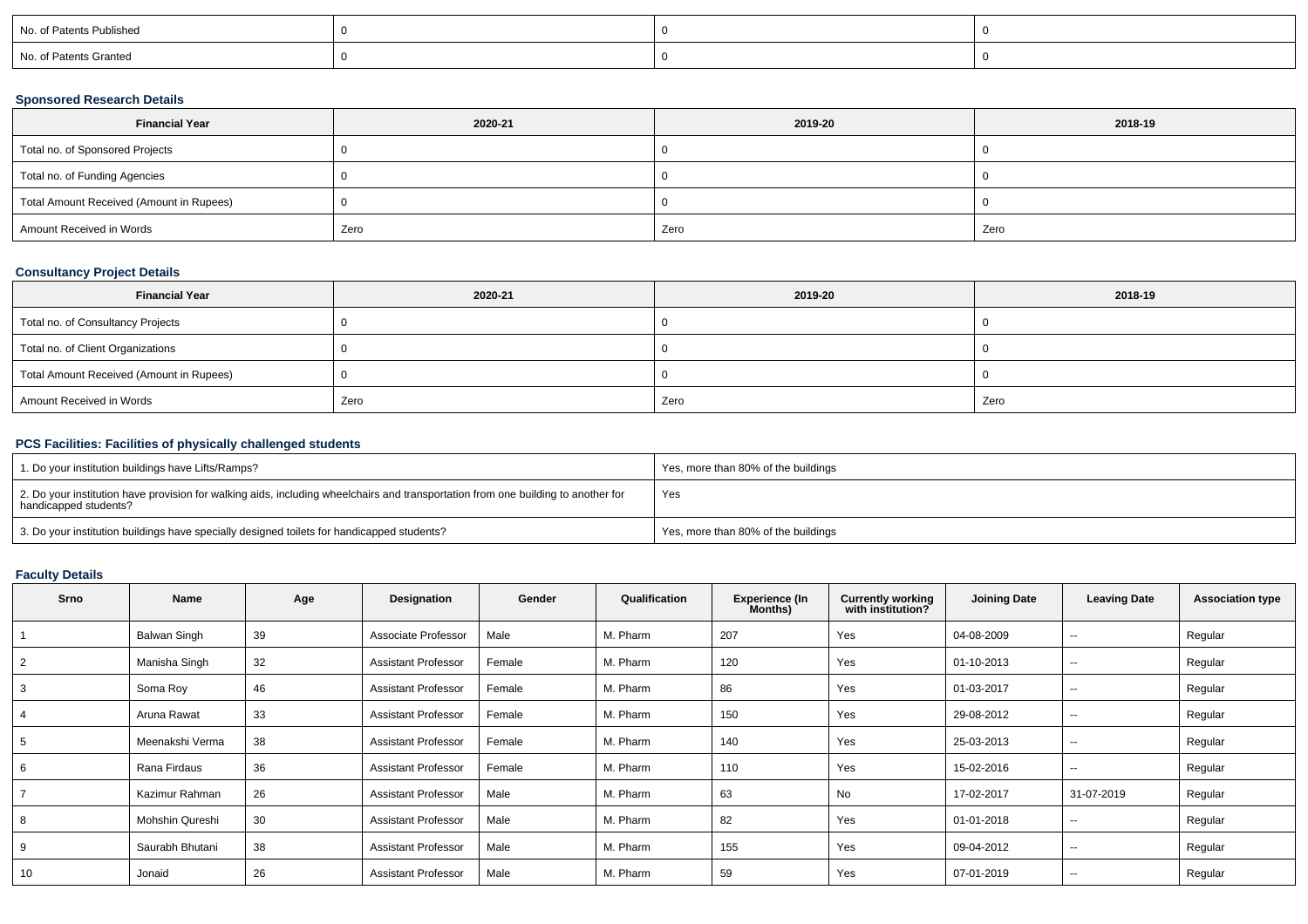| No. of Patents Published | 0 | 0 | 0 |
|---|---|---|---|
| No. of Patents Granted | 0 | 0 | 0 |

### Sponsored Research Details

| Financial Year | 2020-21 | 2019-20 | 2018-19 |
|---|---|---|---|
| Total no. of Sponsored Projects | 0 | 0 | 0 |
| Total no. of Funding Agencies | 0 | 0 | 0 |
| Total Amount Received (Amount in Rupees) | 0 | 0 | 0 |
| Amount Received in Words | Zero | Zero | Zero |

### Consultancy Project Details

| Financial Year | 2020-21 | 2019-20 | 2018-19 |
|---|---|---|---|
| Total no. of Consultancy Projects | 0 | 0 | 0 |
| Total no. of Client Organizations | 0 | 0 | 0 |
| Total Amount Received (Amount in Rupees) | 0 | 0 | 0 |
| Amount Received in Words | Zero | Zero | Zero |

### PCS Facilities: Facilities of physically challenged students

| | |
|---|---|
| 1. Do your institution buildings have Lifts/Ramps? | Yes, more than 80% of the buildings |
| 2. Do your institution have provision for walking aids, including wheelchairs and transportation from one building to another for handicapped students? | Yes |
| 3. Do your institution buildings have specially designed toilets for handicapped students? | Yes, more than 80% of the buildings |

### Faculty Details

| Srno | Name | Age | Designation | Gender | Qualification | Experience (In Months) | Currently working with institution? | Joining Date | Leaving Date | Association type |
|---|---|---|---|---|---|---|---|---|---|---|
| 1 | Balwan Singh | 39 | Associate Professor | Male | M. Pharm | 207 | Yes | 04-08-2009 | -- | Regular |
| 2 | Manisha Singh | 32 | Assistant Professor | Female | M. Pharm | 120 | Yes | 01-10-2013 | -- | Regular |
| 3 | Soma Roy | 46 | Assistant Professor | Female | M. Pharm | 86 | Yes | 01-03-2017 | -- | Regular |
| 4 | Aruna Rawat | 33 | Assistant Professor | Female | M. Pharm | 150 | Yes | 29-08-2012 | -- | Regular |
| 5 | Meenakshi Verma | 38 | Assistant Professor | Female | M. Pharm | 140 | Yes | 25-03-2013 | -- | Regular |
| 6 | Rana Firdaus | 36 | Assistant Professor | Female | M. Pharm | 110 | Yes | 15-02-2016 | -- | Regular |
| 7 | Kazimur Rahman | 26 | Assistant Professor | Male | M. Pharm | 63 | No | 17-02-2017 | 31-07-2019 | Regular |
| 8 | Mohshin Qureshi | 30 | Assistant Professor | Male | M. Pharm | 82 | Yes | 01-01-2018 | -- | Regular |
| 9 | Saurabh Bhutani | 38 | Assistant Professor | Male | M. Pharm | 155 | Yes | 09-04-2012 | -- | Regular |
| 10 | Jonaid | 26 | Assistant Professor | Male | M. Pharm | 59 | Yes | 07-01-2019 | -- | Regular |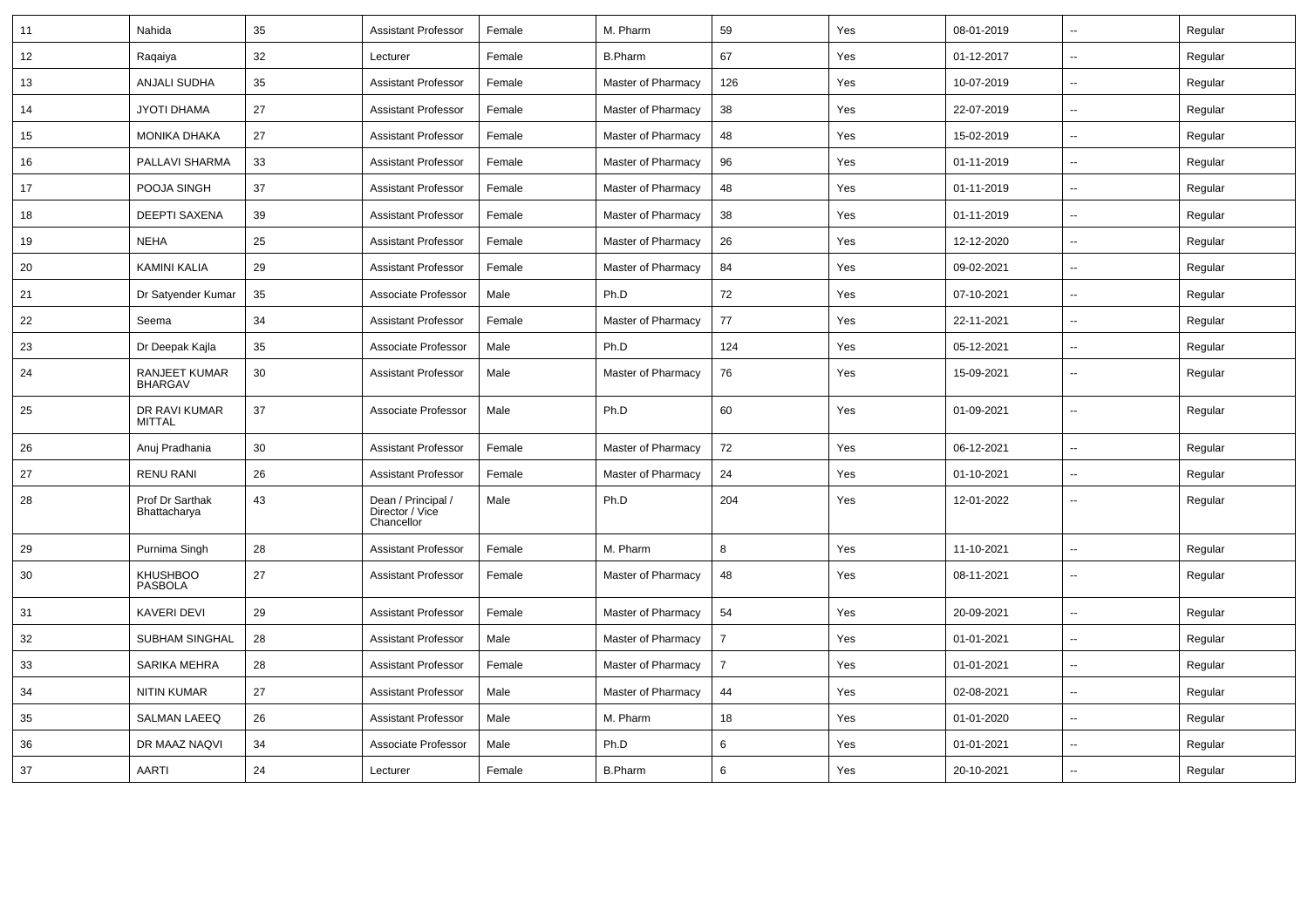| | | | | | | | | | | |
|---|---|---|---|---|---|---|---|---|---|---|
| 11 | Nahida | 35 | Assistant Professor | Female | M. Pharm | 59 | Yes | 08-01-2019 | -- | Regular |
| 12 | Raqaiya | 32 | Lecturer | Female | B.Pharm | 67 | Yes | 01-12-2017 | -- | Regular |
| 13 | ANJALI SUDHA | 35 | Assistant Professor | Female | Master of Pharmacy | 126 | Yes | 10-07-2019 | -- | Regular |
| 14 | JYOTI DHAMA | 27 | Assistant Professor | Female | Master of Pharmacy | 38 | Yes | 22-07-2019 | -- | Regular |
| 15 | MONIKA DHAKA | 27 | Assistant Professor | Female | Master of Pharmacy | 48 | Yes | 15-02-2019 | -- | Regular |
| 16 | PALLAVI SHARMA | 33 | Assistant Professor | Female | Master of Pharmacy | 96 | Yes | 01-11-2019 | -- | Regular |
| 17 | POOJA SINGH | 37 | Assistant Professor | Female | Master of Pharmacy | 48 | Yes | 01-11-2019 | -- | Regular |
| 18 | DEEPTI SAXENA | 39 | Assistant Professor | Female | Master of Pharmacy | 38 | Yes | 01-11-2019 | -- | Regular |
| 19 | NEHA | 25 | Assistant Professor | Female | Master of Pharmacy | 26 | Yes | 12-12-2020 | -- | Regular |
| 20 | KAMINI KALIA | 29 | Assistant Professor | Female | Master of Pharmacy | 84 | Yes | 09-02-2021 | -- | Regular |
| 21 | Dr Satyender Kumar | 35 | Associate Professor | Male | Ph.D | 72 | Yes | 07-10-2021 | -- | Regular |
| 22 | Seema | 34 | Assistant Professor | Female | Master of Pharmacy | 77 | Yes | 22-11-2021 | -- | Regular |
| 23 | Dr Deepak Kajla | 35 | Associate Professor | Male | Ph.D | 124 | Yes | 05-12-2021 | -- | Regular |
| 24 | RANJEET KUMAR BHARGAV | 30 | Assistant Professor | Male | Master of Pharmacy | 76 | Yes | 15-09-2021 | -- | Regular |
| 25 | DR RAVI KUMAR MITTAL | 37 | Associate Professor | Male | Ph.D | 60 | Yes | 01-09-2021 | -- | Regular |
| 26 | Anuj Pradhania | 30 | Assistant Professor | Female | Master of Pharmacy | 72 | Yes | 06-12-2021 | -- | Regular |
| 27 | RENU RANI | 26 | Assistant Professor | Female | Master of Pharmacy | 24 | Yes | 01-10-2021 | -- | Regular |
| 28 | Prof Dr Sarthak Bhattacharya | 43 | Dean / Principal / Director / Vice Chancellor | Male | Ph.D | 204 | Yes | 12-01-2022 | -- | Regular |
| 29 | Purnima Singh | 28 | Assistant Professor | Female | M. Pharm | 8 | Yes | 11-10-2021 | -- | Regular |
| 30 | KHUSHBOO PASBOLA | 27 | Assistant Professor | Female | Master of Pharmacy | 48 | Yes | 08-11-2021 | -- | Regular |
| 31 | KAVERI DEVI | 29 | Assistant Professor | Female | Master of Pharmacy | 54 | Yes | 20-09-2021 | -- | Regular |
| 32 | SUBHAM SINGHAL | 28 | Assistant Professor | Male | Master of Pharmacy | 7 | Yes | 01-01-2021 | -- | Regular |
| 33 | SARIKA MEHRA | 28 | Assistant Professor | Female | Master of Pharmacy | 7 | Yes | 01-01-2021 | -- | Regular |
| 34 | NITIN KUMAR | 27 | Assistant Professor | Male | Master of Pharmacy | 44 | Yes | 02-08-2021 | -- | Regular |
| 35 | SALMAN LAEEQ | 26 | Assistant Professor | Male | M. Pharm | 18 | Yes | 01-01-2020 | -- | Regular |
| 36 | DR MAAZ NAQVI | 34 | Associate Professor | Male | Ph.D | 6 | Yes | 01-01-2021 | -- | Regular |
| 37 | AARTI | 24 | Lecturer | Female | B.Pharm | 6 | Yes | 20-10-2021 | -- | Regular |